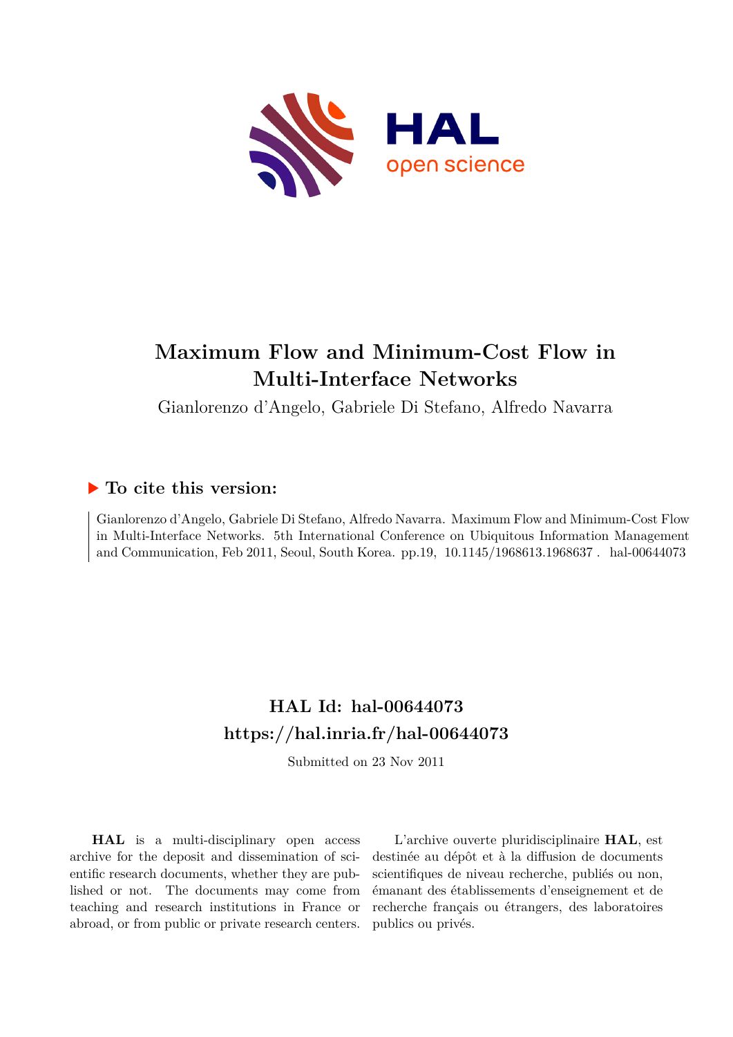# Maximum Flow and Minimum-Cost Flow in Multi-Interface Networks

Gianlorenzo d'Angelo, Gabriele Di Stefano, Alfredo Navarra

## ▶ To cite this version:

Gianlorenzo d'Angelo, Gabriele Di Stefano, Alfredo Navarra. Maximum Flow and Minimum-Cost Flow in Multi-Interface Networks. 5th International Conference on Ubiquitous Information Management and Communication, Feb 2011, Seoul, South Korea. pp.19, 10.1145/1968613.1968637. hal-00644073

## HAL Id: hal-00644073
## https://hal.inria.fr/hal-00644073

Submitted on 23 Nov 2011

**HAL** is a multi-disciplinary open access archive for the deposit and dissemination of scientific research documents, whether they are published or not. The documents may come from teaching and research institutions in France or abroad, or from public or private research centers.

L'archive ouverte pluridisciplinaire **HAL**, est destinée au dépôt et à la diffusion de documents scientifiques de niveau recherche, publiés ou non, émanant des établissements d'enseignement et de recherche français ou étrangers, des laboratoires publics ou privés.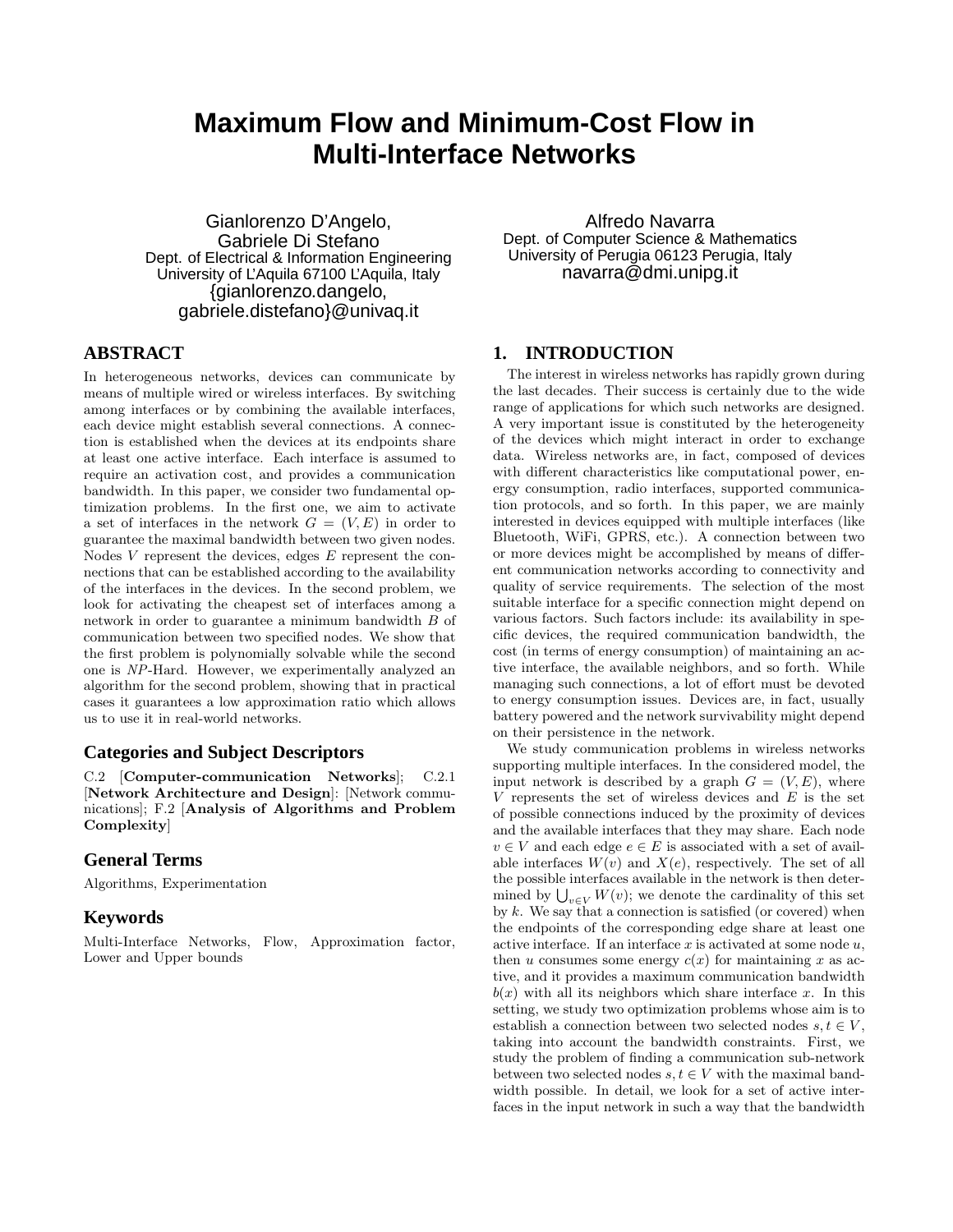# Maximum Flow and Minimum-Cost Flow in Multi-Interface Networks

Gianlorenzo D'Angelo, Gabriele Di Stefano
Dept. of Electrical & Information Engineering
University of L'Aquila 67100 L'Aquila, Italy
{gianlorenzo.dangelo, gabriele.distefano}@univaq.it

Alfredo Navarra
Dept. of Computer Science & Mathematics
University of Perugia 06123 Perugia, Italy
navarra@dmi.unipg.it

## ABSTRACT

In heterogeneous networks, devices can communicate by means of multiple wired or wireless interfaces. By switching among interfaces or by combining the available interfaces, each device might establish several connections. A connection is established when the devices at its endpoints share at least one active interface. Each interface is assumed to require an activation cost, and provides a communication bandwidth. In this paper, we consider two fundamental optimization problems. In the first one, we aim to activate a set of interfaces in the network $G = (V, E)$ in order to guarantee the maximal bandwidth between two given nodes. Nodes $V$ represent the devices, edges $E$ represent the connections that can be established according to the availability of the interfaces in the devices. In the second problem, we look for activating the cheapest set of interfaces among a network in order to guarantee a minimum bandwidth $B$ of communication between two specified nodes. We show that the first problem is polynomially solvable while the second one is *NP*-Hard. However, we experimentally analyzed an algorithm for the second problem, showing that in practical cases it guarantees a low approximation ratio which allows us to use it in real-world networks.

### Categories and Subject Descriptors

C.2 [**Computer-communication Networks**]; C.2.1 [**Network Architecture and Design**]: [Network communications]; F.2 [**Analysis of Algorithms and Problem Complexity**]

### General Terms

Algorithms, Experimentation

### Keywords

Multi-Interface Networks, Flow, Approximation factor, Lower and Upper bounds

## 1. INTRODUCTION

The interest in wireless networks has rapidly grown during the last decades. Their success is certainly due to the wide range of applications for which such networks are designed. A very important issue is constituted by the heterogeneity of the devices which might interact in order to exchange data. Wireless networks are, in fact, composed of devices with different characteristics like computational power, energy consumption, radio interfaces, supported communication protocols, and so forth. In this paper, we are mainly interested in devices equipped with multiple interfaces (like Bluetooth, WiFi, GPRS, etc.). A connection between two or more devices might be accomplished by means of different communication networks according to connectivity and quality of service requirements. The selection of the most suitable interface for a specific connection might depend on various factors. Such factors include: its availability in specific devices, the required communication bandwidth, the cost (in terms of energy consumption) of maintaining an active interface, the available neighbors, and so forth. While managing such connections, a lot of effort must be devoted to energy consumption issues. Devices are, in fact, usually battery powered and the network survivability might depend on their persistence in the network.

We study communication problems in wireless networks supporting multiple interfaces. In the considered model, the input network is described by a graph $G = (V, E)$, where $V$ represents the set of wireless devices and $E$ is the set of possible connections induced by the proximity of devices and the available interfaces that they may share. Each node $v \in V$ and each edge $e \in E$ is associated with a set of available interfaces $W(v)$ and $X(e)$, respectively. The set of all the possible interfaces available in the network is then determined by $\bigcup_{v \in V} W(v)$; we denote the cardinality of this set by $k$. We say that a connection is satisfied (or covered) when the endpoints of the corresponding edge share at least one active interface. If an interface $x$ is activated at some node $u$, then $u$ consumes some energy $c(x)$ for maintaining $x$ as active, and it provides a maximum communication bandwidth $b(x)$ with all its neighbors which share interface $x$. In this setting, we study two optimization problems whose aim is to establish a connection between two selected nodes $s, t \in V$, taking into account the bandwidth constraints. First, we study the problem of finding a communication sub-network between two selected nodes $s, t \in V$ with the maximal bandwidth possible. In detail, we look for a set of active interfaces in the input network in such a way that the bandwidth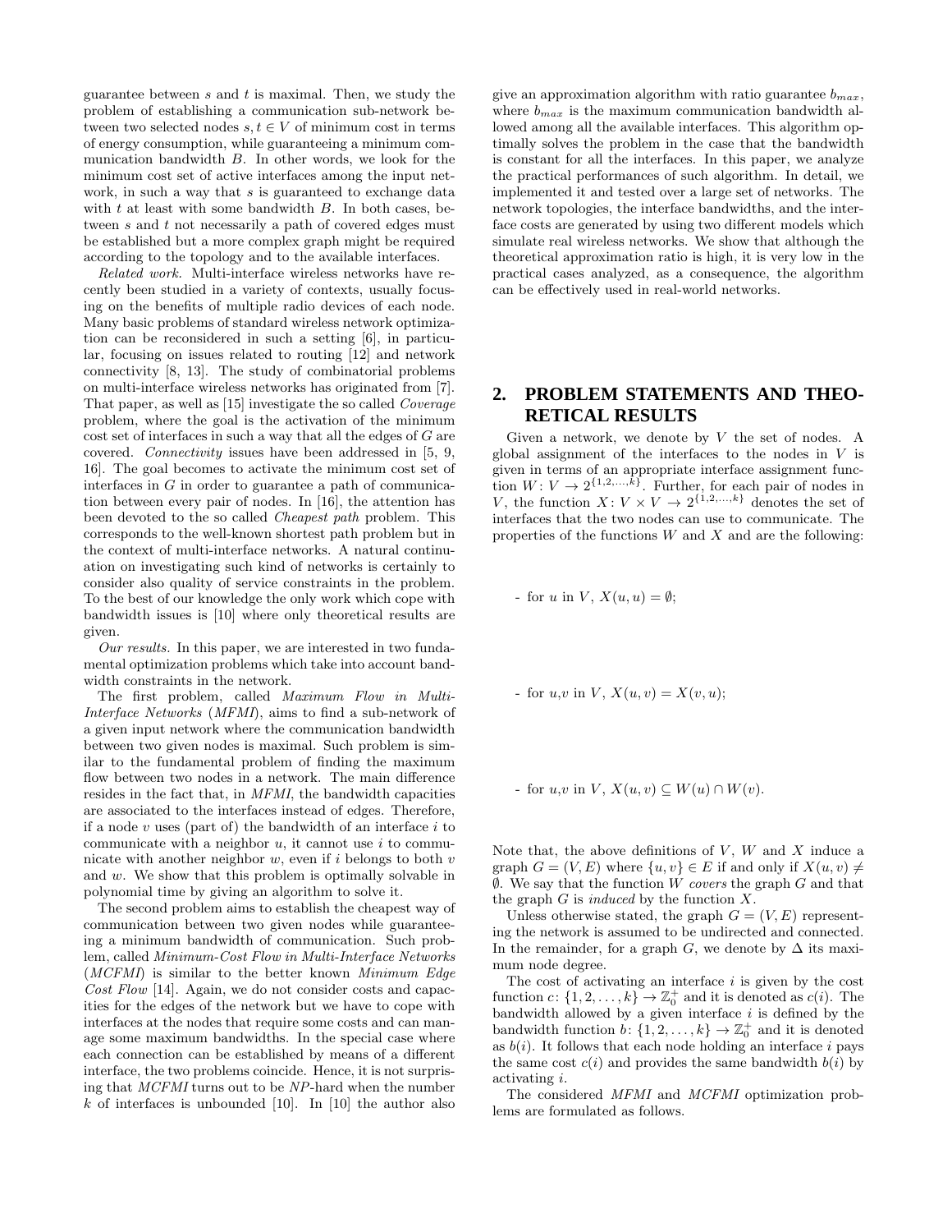guarantee between $s$ and $t$ is maximal. Then, we study the problem of establishing a communication sub-network between two selected nodes $s, t \in V$ of minimum cost in terms of energy consumption, while guaranteeing a minimum communication bandwidth $B$. In other words, we look for the minimum cost set of active interfaces among the input network, in such a way that $s$ is guaranteed to exchange data with $t$ at least with some bandwidth $B$. In both cases, between $s$ and $t$ not necessarily a path of covered edges must be established but a more complex graph might be required according to the topology and to the available interfaces.

*Related work.* Multi-interface wireless networks have recently been studied in a variety of contexts, usually focusing on the benefits of multiple radio devices of each node. Many basic problems of standard wireless network optimization can be reconsidered in such a setting [6], in particular, focusing on issues related to routing [12] and network connectivity [8, 13]. The study of combinatorial problems on multi-interface wireless networks has originated from [7]. That paper, as well as [15] investigate the so called *Coverage* problem, where the goal is the activation of the minimum cost set of interfaces in such a way that all the edges of $G$ are covered. *Connectivity* issues have been addressed in [5, 9, 16]. The goal becomes to activate the minimum cost set of interfaces in $G$ in order to guarantee a path of communication between every pair of nodes. In [16], the attention has been devoted to the so called *Cheapest path* problem. This corresponds to the well-known shortest path problem but in the context of multi-interface networks. A natural continuation on investigating such kind of networks is certainly to consider also quality of service constraints in the problem. To the best of our knowledge the only work which cope with bandwidth issues is [10] where only theoretical results are given.

*Our results.* In this paper, we are interested in two fundamental optimization problems which take into account bandwidth constraints in the network.

The first problem, called *Maximum Flow in Multi-Interface Networks* (*MFMI*), aims to find a sub-network of a given input network where the communication bandwidth between two given nodes is maximal. Such problem is similar to the fundamental problem of finding the maximum flow between two nodes in a network. The main difference resides in the fact that, in *MFMI*, the bandwidth capacities are associated to the interfaces instead of edges. Therefore, if a node $v$ uses (part of) the bandwidth of an interface $i$ to communicate with a neighbor $u$, it cannot use $i$ to communicate with another neighbor $w$, even if $i$ belongs to both $v$ and $w$. We show that this problem is optimally solvable in polynomial time by giving an algorithm to solve it.

The second problem aims to establish the cheapest way of communication between two given nodes while guaranteeing a minimum bandwidth of communication. Such problem, called *Minimum-Cost Flow in Multi-Interface Networks* (*MCFMI*) is similar to the better known *Minimum Edge Cost Flow* [14]. Again, we do not consider costs and capacities for the edges of the network but we have to cope with interfaces at the nodes that require some costs and can manage some maximum bandwidths. In the special case where each connection can be established by means of a different interface, the two problems coincide. Hence, it is not surprising that *MCFMI* turns out to be *NP*-hard when the number $k$ of interfaces is unbounded [10]. In [10] the author also give an approximation algorithm with ratio guarantee $b_{max}$, where $b_{max}$ is the maximum communication bandwidth allowed among all the available interfaces. This algorithm optimally solves the problem in the case that the bandwidth is constant for all the interfaces. In this paper, we analyze the practical performances of such algorithm. In detail, we implemented it and tested over a large set of networks. The network topologies, the interface bandwidths, and the interface costs are generated by using two different models which simulate real wireless networks. We show that although the theoretical approximation ratio is high, it is very low in the practical cases analyzed, as a consequence, the algorithm can be effectively used in real-world networks.

## 2. PROBLEM STATEMENTS AND THEORETICAL RESULTS

Given a network, we denote by $V$ the set of nodes. A global assignment of the interfaces to the nodes in $V$ is given in terms of an appropriate interface assignment function $W : V \to 2^{\{1,2,\ldots,k\}}$. Further, for each pair of nodes in $V$, the function $X : V \times V \to 2^{\{1,2,\ldots,k\}}$ denotes the set of interfaces that the two nodes can use to communicate. The properties of the functions $W$ and $X$ and are the following:

- for $u$ in $V$, $X(u, u) = \emptyset$;

- for $u$,$v$ in $V$, $X(u, v) = X(v, u)$;

- for $u$,$v$ in $V$, $X(u, v) \subseteq W(u) \cap W(v)$.

Note that, the above definitions of $V$, $W$ and $X$ induce a graph $G = (V, E)$ where $\{u, v\} \in E$ if and only if $X(u, v) \neq \emptyset$. We say that the function $W$ *covers* the graph $G$ and that the graph $G$ is *induced* by the function $X$.

Unless otherwise stated, the graph $G = (V, E)$ representing the network is assumed to be undirected and connected. In the remainder, for a graph $G$, we denote by $\Delta$ its maximum node degree.

The cost of activating an interface $i$ is given by the cost function $c : \{1, 2, \ldots, k\} \to \mathbb{Z}_0^+$ and it is denoted as $c(i)$. The bandwidth allowed by a given interface $i$ is defined by the bandwidth function $b : \{1, 2, \ldots, k\} \to \mathbb{Z}_0^+$ and it is denoted as $b(i)$. It follows that each node holding an interface $i$ pays the same cost $c(i)$ and provides the same bandwidth $b(i)$ by activating $i$.

The considered *MFMI* and *MCFMI* optimization problems are formulated as follows.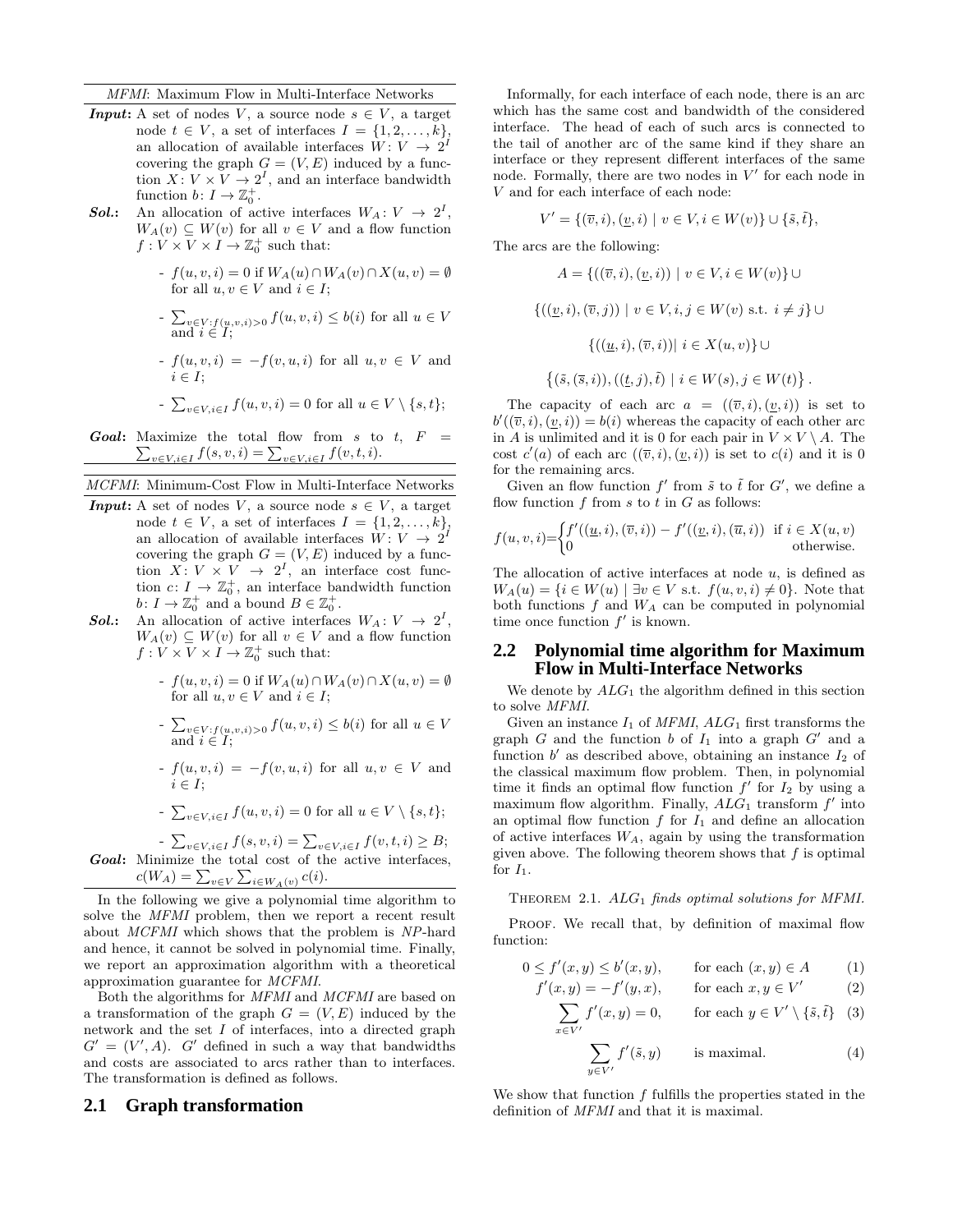*MFMI*: Maximum Flow in Multi-Interface Networks

***Input*:** A set of nodes $V$, a source node $s \in V$, a target node $t \in V$, a set of interfaces $I = \{1, 2, \ldots, k\}$, an allocation of available interfaces $W : V \to 2^I$ covering the graph $G = (V, E)$ induced by a function $X : V \times V \to 2^I$, and an interface bandwidth function $b : I \to \mathbb{Z}_0^+$.

***Sol.*:** An allocation of active interfaces $W_A : V \to 2^I$, $W_A(v) \subseteq W(v)$ for all $v \in V$ and a flow function $f : V \times V \times I \to \mathbb{Z}_0^+$ such that:

- $f(u, v, i) = 0$ if $W_A(u) \cap W_A(v) \cap X(u, v) = \emptyset$ for all $u, v \in V$ and $i \in I$;
- $\sum_{v \in V : f(u,v,i) > 0} f(u, v, i) \le b(i)$ for all $u \in V$ and $i \in I$;
- $f(u, v, i) = -f(v, u, i)$ for all $u, v \in V$ and $i \in I$;
- $\sum_{v \in V, i \in I} f(u, v, i) = 0$ for all $u \in V \setminus \{s, t\}$;

***Goal*:** Maximize the total flow from $s$ to $t$, $F = \sum_{v \in V, i \in I} f(s, v, i) = \sum_{v \in V, i \in I} f(v, t, i)$.

*MCFMI*: Minimum-Cost Flow in Multi-Interface Networks

***Input*:** A set of nodes $V$, a source node $s \in V$, a target node $t \in V$, a set of interfaces $I = \{1, 2, \ldots, k\}$, an allocation of available interfaces $W : V \to 2^I$ covering the graph $G = (V, E)$ induced by a function $X : V \times V \to 2^I$, an interface cost function $c : I \to \mathbb{Z}_0^+$, an interface bandwidth function $b : I \to \mathbb{Z}_0^+$ and a bound $B \in \mathbb{Z}_0^+$.

***Sol.*:** An allocation of active interfaces $W_A : V \to 2^I$, $W_A(v) \subseteq W(v)$ for all $v \in V$ and a flow function $f : V \times V \times I \to \mathbb{Z}_0^+$ such that:

- $f(u, v, i) = 0$ if $W_A(u) \cap W_A(v) \cap X(u, v) = \emptyset$ for all $u, v \in V$ and $i \in I$;
- $\sum_{v \in V : f(u,v,i) > 0} f(u, v, i) \le b(i)$ for all $u \in V$ and $i \in I$;
- $f(u, v, i) = -f(v, u, i)$ for all $u, v \in V$ and $i \in I$;
- $\sum_{v \in V, i \in I} f(u, v, i) = 0$ for all $u \in V \setminus \{s, t\}$;
- $\sum_{v \in V, i \in I} f(s, v, i) = \sum_{v \in V, i \in I} f(v, t, i) \ge B$;

***Goal*:** Minimize the total cost of the active interfaces, $c(W_A) = \sum_{v \in V} \sum_{i \in W_A(v)} c(i)$.

In the following we give a polynomial time algorithm to solve the *MFMI* problem, then we report a recent result about *MCFMI* which shows that the problem is *NP*-hard and hence, it cannot be solved in polynomial time. Finally, we report an approximation algorithm with a theoretical approximation guarantee for *MCFMI*.

Both the algorithms for *MFMI* and *MCFMI* are based on a transformation of the graph $G = (V, E)$ induced by the network and the set $I$ of interfaces, into a directed graph $G' = (V', A)$. $G'$ defined in such a way that bandwidths and costs are associated to arcs rather than to interfaces. The transformation is defined as follows.

## 2.1 Graph transformation

Informally, for each interface of each node, there is an arc which has the same cost and bandwidth of the considered interface. The head of each of such arcs is connected to the tail of another arc of the same kind if they share an interface or they represent different interfaces of the same node. Formally, there are two nodes in $V'$ for each node in $V$ and for each interface of each node:

$$V' = \{(\overline{v}, i), (\underline{v}, i) \mid v \in V, i \in W(v)\} \cup \{\tilde{s}, \tilde{t}\},$$

The arcs are the following:

$$A = \{((\overline{v}, i), (\underline{v}, i)) \mid v \in V, i \in W(v)\} \cup$$

$$\{((\underline{v}, i), (\overline{v}, j)) \mid v \in V, i, j \in W(v) \text{ s.t. } i \neq j\} \cup$$

$$\{((\underline{u}, i), (\overline{v}, i)) | \; i \in X(u, v)\} \cup$$

$$\left\{(\tilde{s}, (\overline{s}, i)), ((\underline{t}, j), \tilde{t}) \mid i \in W(s), j \in W(t)\right\}.$$

The capacity of each arc $a = ((\overline{v}, i), (\underline{v}, i))$ is set to $b'((\overline{v}, i), (\underline{v}, i)) = b(i)$ whereas the capacity of each other arc in $A$ is unlimited and it is 0 for each pair in $V \times V \setminus A$. The cost $c'(a)$ of each arc $((\overline{v}, i), (\underline{v}, i))$ is set to $c(i)$ and it is 0 for the remaining arcs.

Given an flow function $f'$ from $\tilde{s}$ to $\tilde{t}$ for $G'$, we define a flow function $f$ from $s$ to $t$ in $G$ as follows:

$$f(u, v, i) = \begin{cases} f'((\underline{u}, i), (\overline{v}, i)) - f'((\underline{v}, i), (\overline{u}, i)) & \text{if } i \in X(u, v) \\ 0 & \text{otherwise.} \end{cases}$$

The allocation of active interfaces at node $u$, is defined as $W_A(u) = \{i \in W(u) \mid \exists v \in V \text{ s.t. } f(u, v, i) \neq 0\}$. Note that both functions $f$ and $W_A$ can be computed in polynomial time once function $f'$ is known.

## 2.2 Polynomial time algorithm for Maximum Flow in Multi-Interface Networks

We denote by $ALG_1$ the algorithm defined in this section to solve *MFMI*.

Given an instance $I_1$ of *MFMI*, $ALG_1$ first transforms the graph $G$ and the function $b$ of $I_1$ into a graph $G'$ and a function $b'$ as described above, obtaining an instance $I_2$ of the classical maximum flow problem. Then, in polynomial time it finds an optimal flow function $f'$ for $I_2$ by using a maximum flow algorithm. Finally, $ALG_1$ transform $f'$ into an optimal flow function $f$ for $I_1$ and define an allocation of active interfaces $W_A$, again by using the transformation given above. The following theorem shows that $f$ is optimal for $I_1$.

THEOREM 2.1. *$ALG_1$ finds optimal solutions for MFMI.*

PROOF. We recall that, by definition of maximal flow function:

$$0 \le f'(x, y) \le b'(x, y), \qquad \text{for each } (x, y) \in A \qquad (1)$$

$$f'(x, y) = -f'(y, x), \qquad \text{for each } x, y \in V' \qquad (2)$$

$$\sum_{x \in V'} f'(x, y) = 0, \qquad \text{for each } y \in V' \setminus \{\tilde{s}, \tilde{t}\} \qquad (3)$$

$$\sum_{y \in V'} f'(\tilde{s}, y) \qquad \text{is maximal.} \qquad (4)$$

We show that function $f$ fulfills the properties stated in the definition of *MFMI* and that it is maximal.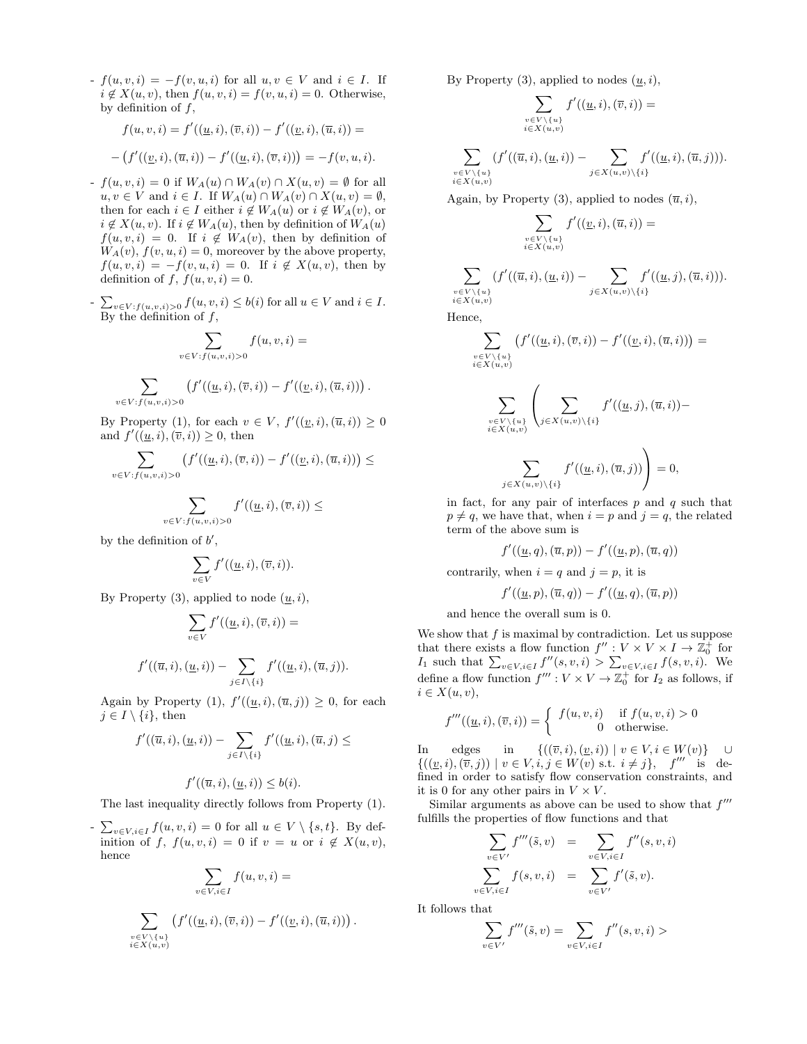- $f(u,v,i) = -f(v,u,i)$ for all $u,v \in V$ and $i \in I$. If $i \notin X(u,v)$, then $f(u,v,i) = f(v,u,i) = 0$. Otherwise, by definition of $f$,

$$f(u,v,i) = f'((\underline{u},i),(\overline{v},i)) - f'((\underline{v},i),(\overline{u},i)) =$$

$$-\left(f'((\underline{v},i),(\overline{u},i)) - f'((\underline{u},i),(\overline{v},i))\right) = -f(v,u,i).$$

- $f(u,v,i) = 0$ if $W_A(u) \cap W_A(v) \cap X(u,v) = \emptyset$ for all $u,v \in V$ and $i \in I$. If $W_A(u) \cap W_A(v) \cap X(u,v) = \emptyset$, then for each $i \in I$ either $i \notin W_A(u)$ or $i \notin W_A(v)$, or $i \notin X(u,v)$. If $i \notin W_A(u)$, then by definition of $W_A(u)$ $f(u,v,i) = 0$. If $i \notin W_A(v)$, then by definition of $W_A(v)$, $f(v,u,i) = 0$, moreover by the above property, $f(u,v,i) = -f(v,u,i) = 0$. If $i \notin X(u,v)$, then by definition of $f$, $f(u,v,i) = 0$.

- $\sum_{v \in V : f(u,v,i) > 0} f(u,v,i) \leq b(i)$ for all $u \in V$ and $i \in I$. By the definition of $f$,

$$\sum_{v \in V : f(u,v,i) > 0} f(u,v,i) =$$

$$\sum_{v \in V : f(u,v,i) > 0} \left(f'((\underline{u},i),(\overline{v},i)) - f'((\underline{v},i),(\overline{u},i))\right).$$

By Property (1), for each $v \in V$, $f'((\underline{v},i),(\overline{u},i)) \geq 0$ and $f'((\underline{u},i),(\overline{v},i)) \geq 0$, then

$$\sum_{v \in V : f(u,v,i) > 0} \left(f'((\underline{u},i),(\overline{v},i)) - f'((\underline{v},i),(\overline{u},i))\right) \leq$$

$$\sum_{v \in V : f(u,v,i) > 0} f'((\underline{u},i),(\overline{v},i)) \leq$$

by the definition of $b'$,

$$\sum_{v \in V} f'((\underline{u},i),(\overline{v},i)).$$

By Property (3), applied to node $(\underline{u},i)$,

$$\sum_{v \in V} f'((\underline{u},i),(\overline{v},i)) =$$

$$f'((\overline{u},i),(\underline{u},i)) - \sum_{j \in I \setminus \{i\}} f'((\underline{u},i),(\overline{u},j)).$$

Again by Property (1), $f'((\underline{u},i),(\overline{u},j)) \geq 0$, for each $j \in I \setminus \{i\}$, then

$$f'((\overline{u},i),(\underline{u},i)) - \sum_{j \in I \setminus \{i\}} f'((\underline{u},i),(\overline{u},j) \leq$$

$$f'((\overline{u},i),(\underline{u},i)) \leq b(i).$$

The last inequality directly follows from Property (1).

- $\sum_{v \in V, i \in I} f(u,v,i) = 0$ for all $u \in V \setminus \{s,t\}$. By definition of $f$, $f(u,v,i) = 0$ if $v = u$ or $i \notin X(u,v)$, hence

$$\sum_{v \in V, i \in I} f(u,v,i) =$$

$$\sum_{\substack{v \in V \setminus \{u\} \\ i \in X(u,v)}} \left(f'((\underline{u},i),(\overline{v},i)) - f'((\underline{v},i),(\overline{u},i))\right).$$

By Property (3), applied to nodes $(\underline{u},i)$,

$$\sum_{\substack{v \in V \setminus \{u\} \\ i \in X(u,v)}} f'((\underline{u},i),(\overline{v},i)) =$$

$$\sum_{\substack{v \in V \setminus \{u\} \\ i \in X(u,v)}} \left(f'((\overline{u},i),(\underline{u},i)) - \sum_{j \in X(u,v) \setminus \{i\}} f'((\underline{u},i),(\overline{u},j))\right).$$

Again, by Property (3), applied to nodes $(\overline{u},i)$,

$$\sum_{\substack{v \in V \setminus \{u\} \\ i \in X(u,v)}} f'((\underline{v},i),(\overline{u},i)) =$$

$$\sum_{\substack{v \in V \setminus \{u\} \\ i \in X(u,v)}} \left(f'((\overline{u},i),(\underline{u},i)) - \sum_{j \in X(u,v) \setminus \{i\}} f'((\underline{u},j),(\overline{u},i))\right).$$

Hence,

$$\sum_{\substack{v \in V \setminus \{u\} \\ i \in X(u,v)}} \left(f'((\underline{u},i),(\overline{v},i)) - f'((\underline{v},i),(\overline{u},i))\right) =$$

$$\sum_{\substack{v \in V \setminus \{u\} \\ i \in X(u,v)}} \left(\sum_{j \in X(u,v) \setminus \{i\}} f'((\underline{u},j),(\overline{u},i)) - \sum_{j \in X(u,v) \setminus \{i\}} f'((\underline{u},i),(\overline{u},j))\right) = 0,$$

in fact, for any pair of interfaces $p$ and $q$ such that $p \neq q$, we have that, when $i = p$ and $j = q$, the related term of the above sum is

$$f'((\underline{u},q),(\overline{u},p)) - f'((\underline{u},p),(\overline{u},q))$$

contrarily, when $i = q$ and $j = p$, it is

$$f'((\underline{u},p),(\overline{u},q)) - f'((\underline{u},q),(\overline{u},p))$$

and hence the overall sum is 0.

We show that $f$ is maximal by contradiction. Let us suppose that there exists a flow function $f'' : V \times V \times I \to \mathbb{Z}_0^+$ for $I_1$ such that $\sum_{v \in V, i \in I} f''(s,v,i) > \sum_{v \in V, i \in I} f(s,v,i)$. We define a flow function $f''' : V \times V \to \mathbb{Z}_0^+$ for $I_2$ as follows, if $i \in X(u,v)$,

$$f'''((\underline{u},i),(\overline{v},i)) = \begin{cases} f(u,v,i) & \text{if } f(u,v,i) > 0 \\ 0 & \text{otherwise.} \end{cases}$$

In edges in $\{((\overline{v},i),(\underline{v},i)) \mid v \in V, i \in W(v)\} \cup \{((\underline{v},i),(\overline{v},j)) \mid v \in V, i,j \in W(v) \text{ s.t. } i \neq j\}$, $f'''$ is defined in order to satisfy flow conservation constraints, and it is 0 for any other pairs in $V \times V$.

Similar arguments as above can be used to show that $f'''$ fulfills the properties of flow functions and that

$$\sum_{v \in V'} f'''(\tilde{s},v) = \sum_{v \in V, i \in I} f''(s,v,i)$$

$$\sum_{v \in V, i \in I} f(s,v,i) = \sum_{v \in V'} f'(\tilde{s},v).$$

It follows that

$$\sum_{v \in V'} f'''(\tilde{s},v) = \sum_{v \in V, i \in I} f''(s,v,i) >$$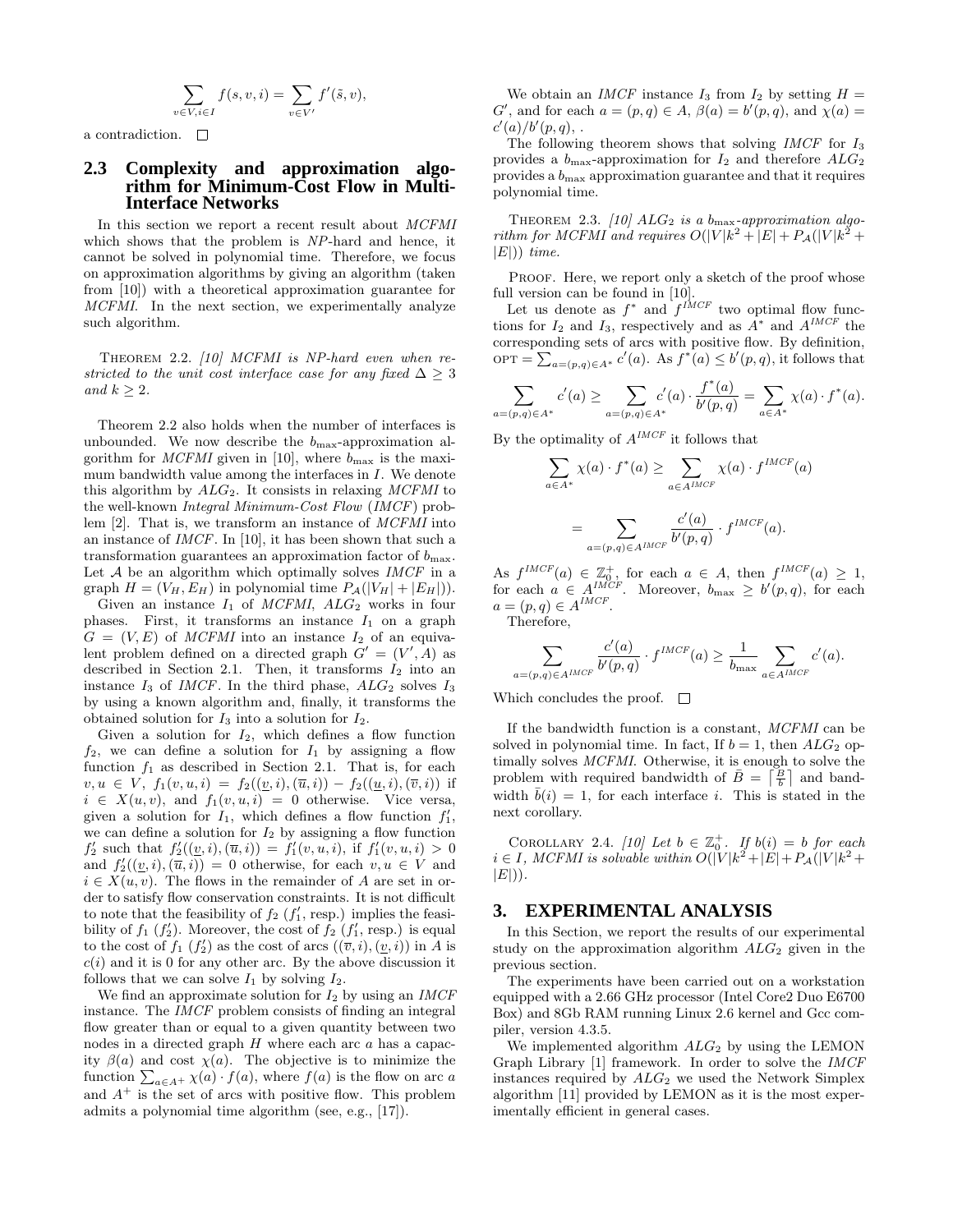$$\sum_{v \in V, i \in I} f(s,v,i) = \sum_{v \in V'} f'(\tilde{s}, v),$$

a contradiction. $\square$

## 2.3 Complexity and approximation algorithm for Minimum-Cost Flow in Multi-Interface Networks

In this section we report a recent result about *MCFMI* which shows that the problem is *NP*-hard and hence, it cannot be solved in polynomial time. Therefore, we focus on approximation algorithms by giving an algorithm (taken from [10]) with a theoretical approximation guarantee for *MCFMI*. In the next section, we experimentally analyze such algorithm.

Theorem 2.2. *[10] MCFMI is NP-hard even when restricted to the unit cost interface case for any fixed $\Delta \geq 3$ and $k \geq 2$.*

Theorem 2.2 also holds when the number of interfaces is unbounded. We now describe the $b_{\max}$-approximation algorithm for *MCFMI* given in [10], where $b_{\max}$ is the maximum bandwidth value among the interfaces in $I$. We denote this algorithm by $ALG_2$. It consists in relaxing *MCFMI* to the well-known *Integral Minimum-Cost Flow* (*IMCF*) problem [2]. That is, we transform an instance of *MCFMI* into an instance of *IMCF*. In [10], it has been shown that such a transformation guarantees an approximation factor of $b_{\max}$. Let $\mathcal{A}$ be an algorithm which optimally solves *IMCF* in a graph $H = (V_H, E_H)$ in polynomial time $P_{\mathcal{A}}(|V_H| + |E_H|)$).

Given an instance $I_1$ of *MCFMI*, $ALG_2$ works in four phases. First, it transforms an instance $I_1$ on a graph $G = (V, E)$ of *MCFMI* into an instance $I_2$ of an equivalent problem defined on a directed graph $G' = (V', A)$ as described in Section 2.1. Then, it transforms $I_2$ into an instance $I_3$ of *IMCF*. In the third phase, $ALG_2$ solves $I_3$ by using a known algorithm and, finally, it transforms the obtained solution for $I_3$ into a solution for $I_2$.

Given a solution for $I_2$, which defines a flow function $f_2$, we can define a solution for $I_1$ by assigning a flow function $f_1$ as described in Section 2.1. That is, for each $v, u \in V$, $f_1(v,u,i) = f_2((\underline{v},i),(\overline{u},i)) - f_2((\underline{u},i),(\overline{v},i))$ if $i \in X(u,v)$, and $f_1(v,u,i) = 0$ otherwise. Vice versa, given a solution for $I_1$, which defines a flow function $f_1'$, we can define a solution for $I_2$ by assigning a flow function $f_2'$ such that $f_2'((\underline{v},i),(\overline{u},i)) = f_1'(v,u,i)$, if $f_1'(v,u,i) > 0$ and $f_2'((\underline{v},i),(\overline{u},i)) = 0$ otherwise, for each $v, u \in V$ and $i \in X(u,v)$. The flows in the remainder of $A$ are set in order to satisfy flow conservation constraints. It is not difficult to note that the feasibility of $f_2$ ($f_1'$, resp.) implies the feasibility of $f_1$ ($f_2'$). Moreover, the cost of $f_2$ ($f_1'$, resp.) is equal to the cost of $f_1$ ($f_2'$) as the cost of arcs $((\overline{v},i),(\underline{v},i))$ in $A$ is $c(i)$ and it is 0 for any other arc. By the above discussion it follows that we can solve $I_1$ by solving $I_2$.

We find an approximate solution for $I_2$ by using an *IMCF* instance. The *IMCF* problem consists of finding an integral flow greater than or equal to a given quantity between two nodes in a directed graph $H$ where each arc $a$ has a capacity $\beta(a)$ and cost $\chi(a)$. The objective is to minimize the function $\sum_{a \in A^+} \chi(a) \cdot f(a)$, where $f(a)$ is the flow on arc $a$ and $A^+$ is the set of arcs with positive flow. This problem admits a polynomial time algorithm (see, e.g., [17]).

We obtain an *IMCF* instance $I_3$ from $I_2$ by setting $H = G'$, and for each $a = (p,q) \in A$, $\beta(a) = b'(p,q)$, and $\chi(a) = c'(a)/b'(p,q)$, .

The following theorem shows that solving *IMCF* for $I_3$ provides a $b_{\max}$-approximation for $I_2$ and therefore $ALG_2$ provides a $b_{\max}$ approximation guarantee and that it requires polynomial time.

Theorem 2.3. *[10] $ALG_2$ is a $b_{\max}$-approximation algorithm for MCFMI and requires $O(|V|k^2 + |E| + P_{\mathcal{A}}(|V|k^2 + |E|))$ time.*

Proof. Here, we report only a sketch of the proof whose full version can be found in [10].

Let us denote as $f^*$ and $f^{IMCF}$ two optimal flow functions for $I_2$ and $I_3$, respectively and as $A^*$ and $A^{IMCF}$ the corresponding sets of arcs with positive flow. By definition, $\text{OPT} = \sum_{a=(p,q) \in A^*} c'(a)$. As $f^*(a) \leq b'(p,q)$, it follows that

$$\sum_{a=(p,q) \in A^*} c'(a) \geq \sum_{a=(p,q) \in A^*} c'(a) \cdot \frac{f^*(a)}{b'(p,q)} = \sum_{a \in A^*} \chi(a) \cdot f^*(a).$$

By the optimality of $A^{IMCF}$ it follows that

$$\sum_{a \in A^*} \chi(a) \cdot f^*(a) \geq \sum_{a \in A^{IMCF}} \chi(a) \cdot f^{IMCF}(a)$$

$$= \sum_{a=(p,q) \in A^{IMCF}} \frac{c'(a)}{b'(p,q)} \cdot f^{IMCF}(a).$$

As $f^{IMCF}(a) \in \mathbb{Z}_0^+$, for each $a \in A$, then $f^{IMCF}(a) \geq 1$, for each $a \in A^{IMCF}$. Moreover, $b_{\max} \geq b'(p,q)$, for each $a = (p,q) \in A^{IMCF}$.

Therefore,

$$\sum_{a=(p,q) \in A^{IMCF}} \frac{c'(a)}{b'(p,q)} \cdot f^{IMCF}(a) \geq \frac{1}{b_{\max}} \sum_{a \in A^{IMCF}} c'(a).$$

Which concludes the proof. $\square$

If the bandwidth function is a constant, *MCFMI* can be solved in polynomial time. In fact, If $b = 1$, then $ALG_2$ optimally solves *MCFMI*. Otherwise, it is enough to solve the problem with required bandwidth of $\bar{B} = \left\lceil \frac{B}{b} \right\rceil$ and bandwidth $\bar{b}(i) = 1$, for each interface $i$. This is stated in the next corollary.

Corollary 2.4. *[10] Let $b \in \mathbb{Z}_0^+$. If $b(i) = b$ for each $i \in I$, MCFMI is solvable within $O(|V|k^2 + |E| + P_{\mathcal{A}}(|V|k^2 + |E|))$.*

## 3. EXPERIMENTAL ANALYSIS

In this Section, we report the results of our experimental study on the approximation algorithm $ALG_2$ given in the previous section.

The experiments have been carried out on a workstation equipped with a 2.66 GHz processor (Intel Core2 Duo E6700 Box) and 8Gb RAM running Linux 2.6 kernel and Gcc compiler, version 4.3.5.

We implemented algorithm $ALG_2$ by using the LEMON Graph Library [1] framework. In order to solve the *IMCF* instances required by $ALG_2$ we used the Network Simplex algorithm [11] provided by LEMON as it is the most experimentally efficient in general cases.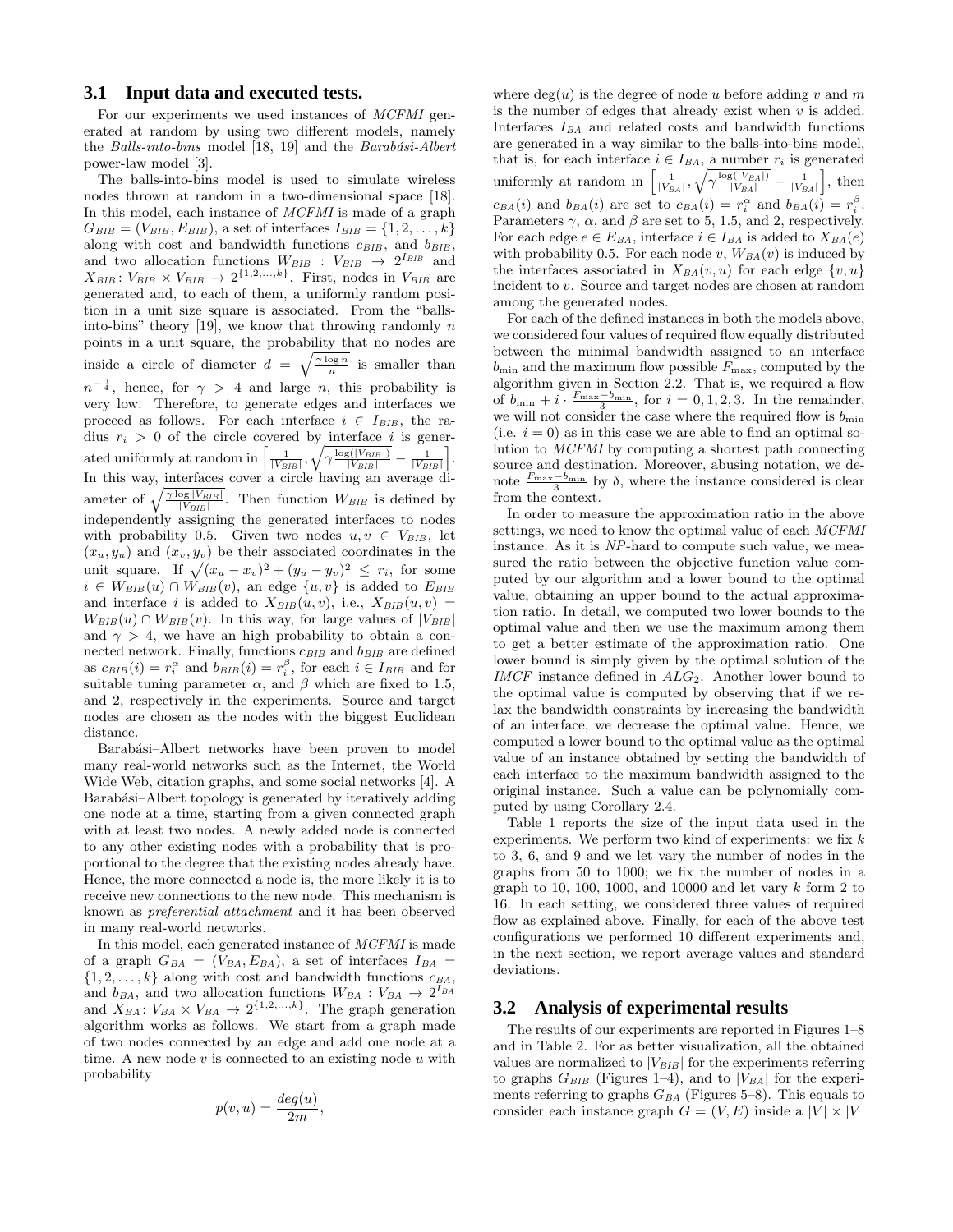### 3.1 Input data and executed tests.

For our experiments we used instances of *MCFMI* generated at random by using two different models, namely the *Balls-into-bins* model [18, 19] and the *Barabási-Albert* power-law model [3].

The balls-into-bins model is used to simulate wireless nodes thrown at random in a two-dimensional space [18]. In this model, each instance of *MCFMI* is made of a graph $G_{BIB} = (V_{BIB}, E_{BIB})$, a set of interfaces $I_{BIB} = \{1, 2, \ldots, k\}$ along with cost and bandwidth functions $c_{BIB}$, and $b_{BIB}$, and two allocation functions $W_{BIB} : V_{BIB} \rightarrow 2^{I_{BIB}}$ and $X_{BIB} : V_{BIB} \times V_{BIB} \rightarrow 2^{\{1,2,\ldots,k\}}$. First, nodes in $V_{BIB}$ are generated and, to each of them, a uniformly random position in a unit size square is associated. From the "balls-into-bins" theory [19], we know that throwing randomly $n$ points in a unit square, the probability that no nodes are inside a circle of diameter $d = \sqrt{\frac{\gamma \log n}{n}}$ is smaller than $n^{-\frac{\gamma}{4}}$, hence, for $\gamma > 4$ and large $n$, this probability is very low. Therefore, to generate edges and interfaces we proceed as follows. For each interface $i \in I_{BIB}$, the radius $r_i > 0$ of the circle covered by interface $i$ is generated uniformly at random in $\left[\frac{1}{|V_{BIB}|}, \sqrt{\gamma \frac{\log(|V_{BIB}|)}{|V_{BIB}|}} - \frac{1}{|V_{BIB}|}\right]$. In this way, interfaces cover a circle having an average diameter of $\sqrt{\frac{\gamma \log |V_{BIB}|}{|V_{BIB}|}}$. Then function $W_{BIB}$ is defined by independently assigning the generated interfaces to nodes with probability 0.5. Given two nodes $u, v \in V_{BIB}$, let $(x_u, y_u)$ and $(x_v, y_v)$ be their associated coordinates in the unit square. If $\sqrt{(x_u - x_v)^2 + (y_u - y_v)^2} \le r_i$, for some $i \in W_{BIB}(u) \cap W_{BIB}(v)$, an edge $\{u, v\}$ is added to $E_{BIB}$ and interface $i$ is added to $X_{BIB}(u, v)$, i.e., $X_{BIB}(u, v) = W_{BIB}(u) \cap W_{BIB}(v)$. In this way, for large values of $|V_{BIB}|$ and $\gamma > 4$, we have an high probability to obtain a connected network. Finally, functions $c_{BIB}$ and $b_{BIB}$ are defined as $c_{BIB}(i) = r_i^{\alpha}$ and $b_{BIB}(i) = r_i^{\beta}$, for each $i \in I_{BIB}$ and for suitable tuning parameter $\alpha$, and $\beta$ which are fixed to 1.5, and 2, respectively in the experiments. Source and target nodes are chosen as the nodes with the biggest Euclidean distance.

Barabási–Albert networks have been proven to model many real-world networks such as the Internet, the World Wide Web, citation graphs, and some social networks [4]. A Barabási–Albert topology is generated by iteratively adding one node at a time, starting from a given connected graph with at least two nodes. A newly added node is connected to any other existing nodes with a probability that is proportional to the degree that the existing nodes already have. Hence, the more connected a node is, the more likely it is to receive new connections to the new node. This mechanism is known as *preferential attachment* and it has been observed in many real-world networks.

In this model, each generated instance of *MCFMI* is made of a graph $G_{BA} = (V_{BA}, E_{BA})$, a set of interfaces $I_{BA} = \{1, 2, \ldots, k\}$ along with cost and bandwidth functions $c_{BA}$, and $b_{BA}$, and two allocation functions $W_{BA} : V_{BA} \rightarrow 2^{I_{BA}}$ and $X_{BA} : V_{BA} \times V_{BA} \rightarrow 2^{\{1,2,\ldots,k\}}$. The graph generation algorithm works as follows. We start from a graph made of two nodes connected by an edge and add one node at a time. A new node $v$ is connected to an existing node $u$ with probability

$$p(v, u) = \frac{deg(u)}{2m},$$

where $\deg(u)$ is the degree of node $u$ before adding $v$ and $m$ is the number of edges that already exist when $v$ is added. Interfaces $I_{BA}$ and related costs and bandwidth functions are generated in a way similar to the balls-into-bins model, that is, for each interface $i \in I_{BA}$, a number $r_i$ is generated uniformly at random in $\left[\frac{1}{|V_{BA}|}, \sqrt{\gamma \frac{\log(|V_{BA}|)}{|V_{BA}|}} - \frac{1}{|V_{BA}|}\right]$, then $c_{BA}(i)$ and $b_{BA}(i)$ are set to $c_{BA}(i) = r_i^{\alpha}$ and $b_{BA}(i) = r_i^{\beta}$. Parameters $\gamma$, $\alpha$, and $\beta$ are set to 5, 1.5, and 2, respectively. For each edge $e \in E_{BA}$, interface $i \in I_{BA}$ is added to $X_{BA}(e)$ with probability 0.5. For each node $v$, $W_{BA}(v)$ is induced by the interfaces associated in $X_{BA}(v, u)$ for each edge $\{v, u\}$ incident to $v$. Source and target nodes are chosen at random among the generated nodes.

For each of the defined instances in both the models above, we considered four values of required flow equally distributed between the minimal bandwidth assigned to an interface $b_{\min}$ and the maximum flow possible $F_{\max}$, computed by the algorithm given in Section 2.2. That is, we required a flow of $b_{\min} + i \cdot \frac{F_{\max} - b_{\min}}{3}$, for $i = 0, 1, 2, 3$. In the remainder, we will not consider the case where the required flow is $b_{\min}$ (i.e. $i = 0$) as in this case we are able to find an optimal solution to *MCFMI* by computing a shortest path connecting source and destination. Moreover, abusing notation, we denote $\frac{F_{\max} - b_{\min}}{3}$ by $\delta$, where the instance considered is clear from the context.

In order to measure the approximation ratio in the above settings, we need to know the optimal value of each *MCFMI* instance. As it is *NP*-hard to compute such value, we measured the ratio between the objective function value computed by our algorithm and a lower bound to the optimal value, obtaining an upper bound to the actual approximation ratio. In detail, we computed two lower bounds to the optimal value and then we use the maximum among them to get a better estimate of the approximation ratio. One lower bound is simply given by the optimal solution of the *IMCF* instance defined in $ALG_2$. Another lower bound to the optimal value is computed by observing that if we relax the bandwidth constraints by increasing the bandwidth of an interface, we decrease the optimal value. Hence, we computed a lower bound to the optimal value as the optimal value of an instance obtained by setting the bandwidth of each interface to the maximum bandwidth assigned to the original instance. Such a value can be polynomially computed by using Corollary 2.4.

Table 1 reports the size of the input data used in the experiments. We perform two kind of experiments: we fix $k$ to 3, 6, and 9 and we let vary the number of nodes in the graphs from 50 to 1000; we fix the number of nodes in a graph to 10, 100, 1000, and 10000 and let vary $k$ form 2 to 16. In each setting, we considered three values of required flow as explained above. Finally, for each of the above test configurations we performed 10 different experiments and, in the next section, we report average values and standard deviations.

### 3.2 Analysis of experimental results

The results of our experiments are reported in Figures 1–8 and in Table 2. For as better visualization, all the obtained values are normalized to $|V_{BIB}|$ for the experiments referring to graphs $G_{BIB}$ (Figures 1–4), and to $|V_{BA}|$ for the experiments referring to graphs $G_{BA}$ (Figures 5–8). This equals to consider each instance graph $G = (V, E)$ inside a $|V| \times |V|$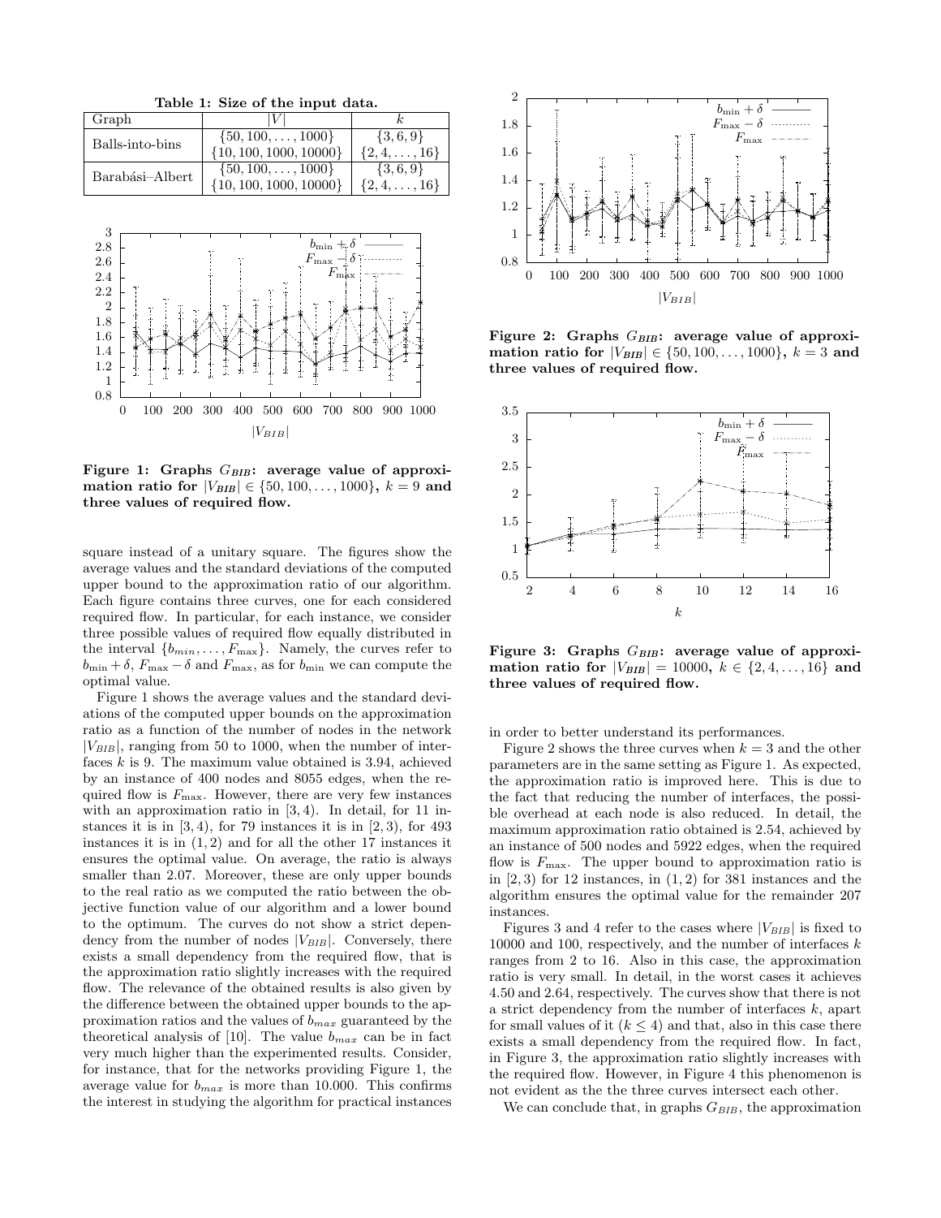**Table 1: Size of the input data.**

| Graph | $\lvert V \rvert$ | $k$ |
|---|---|---|
| Balls-into-bins | $\{50, 100, \ldots, 1000\}$ | $\{3, 6, 9\}$ |
| | $\{10, 100, 1000, 10000\}$ | $\{2, 4, \ldots, 16\}$ |
| Barabási–Albert | $\{50, 100, \ldots, 1000\}$ | $\{3, 6, 9\}$ |
| | $\{10, 100, 1000, 10000\}$ | $\{2, 4, \ldots, 16\}$ |

**Figure 1: Graphs $G_{BIB}$: average value of approximation ratio for $|V_{BIB}| \in \{50, 100, \ldots, 1000\}$, $k = 9$ and three values of required flow.**

square instead of a unitary square. The figures show the average values and the standard deviations of the computed upper bound to the approximation ratio of our algorithm. Each figure contains three curves, one for each considered required flow. In particular, for each instance, we consider three possible values of required flow equally distributed in the interval $\{b_{min}, \ldots, F_{\max}\}$. Namely, the curves refer to $b_{\min} + \delta$, $F_{\max} - \delta$ and $F_{\max}$, as for $b_{\min}$ we can compute the optimal value.

Figure 1 shows the average values and the standard deviations of the computed upper bounds on the approximation ratio as a function of the number of nodes in the network $|V_{BIB}|$, ranging from 50 to 1000, when the number of interfaces $k$ is 9. The maximum value obtained is 3.94, achieved by an instance of 400 nodes and 8055 edges, when the required flow is $F_{\max}$. However, there are very few instances with an approximation ratio in $[3, 4)$. In detail, for 11 instances it is in $[3, 4)$, for 79 instances it is in $[2, 3)$, for 493 instances it is in $(1, 2)$ and for all the other 17 instances it ensures the optimal value. On average, the ratio is always smaller than 2.07. Moreover, these are only upper bounds to the real ratio as we computed the ratio between the objective function value of our algorithm and a lower bound to the optimum. The curves do not show a strict dependency from the number of nodes $|V_{BIB}|$. Conversely, there exists a small dependency from the required flow, that is the approximation ratio slightly increases with the required flow. The relevance of the obtained results is also given by the difference between the obtained upper bounds to the approximation ratios and the values of $b_{max}$ guaranteed by the theoretical analysis of [10]. The value $b_{max}$ can be in fact very much higher than the experimented results. Consider, for instance, that for the networks providing Figure 1, the average value for $b_{max}$ is more than 10.000. This confirms the interest in studying the algorithm for practical instances in order to better understand its performances.

**Figure 2: Graphs $G_{BIB}$: average value of approximation ratio for $|V_{BIB}| \in \{50, 100, \ldots, 1000\}$, $k = 3$ and three values of required flow.**

**Figure 3: Graphs $G_{BIB}$: average value of approximation ratio for $|V_{BIB}| = 10000$, $k \in \{2, 4, \ldots, 16\}$ and three values of required flow.**

Figure 2 shows the three curves when $k = 3$ and the other parameters are in the same setting as Figure 1. As expected, the approximation ratio is improved here. This is due to the fact that reducing the number of interfaces, the possible overhead at each node is also reduced. In detail, the maximum approximation ratio obtained is 2.54, achieved by an instance of 500 nodes and 5922 edges, when the required flow is $F_{\max}$. The upper bound to approximation ratio is in $[2, 3)$ for 12 instances, in $(1, 2)$ for 381 instances and the algorithm ensures the optimal value for the remainder 207 instances.

Figures 3 and 4 refer to the cases where $|V_{BIB}|$ is fixed to 10000 and 100, respectively, and the number of interfaces $k$ ranges from 2 to 16. Also in this case, the approximation ratio is very small. In detail, in the worst cases it achieves 4.50 and 2.64, respectively. The curves show that there is not a strict dependency from the number of interfaces $k$, apart for small values of it ($k \leq 4$) and that, also in this case there exists a small dependency from the required flow. In fact, in Figure 3, the approximation ratio slightly increases with the required flow. However, in Figure 4 this phenomenon is not evident as the the three curves intersect each other.

We can conclude that, in graphs $G_{BIB}$, the approximation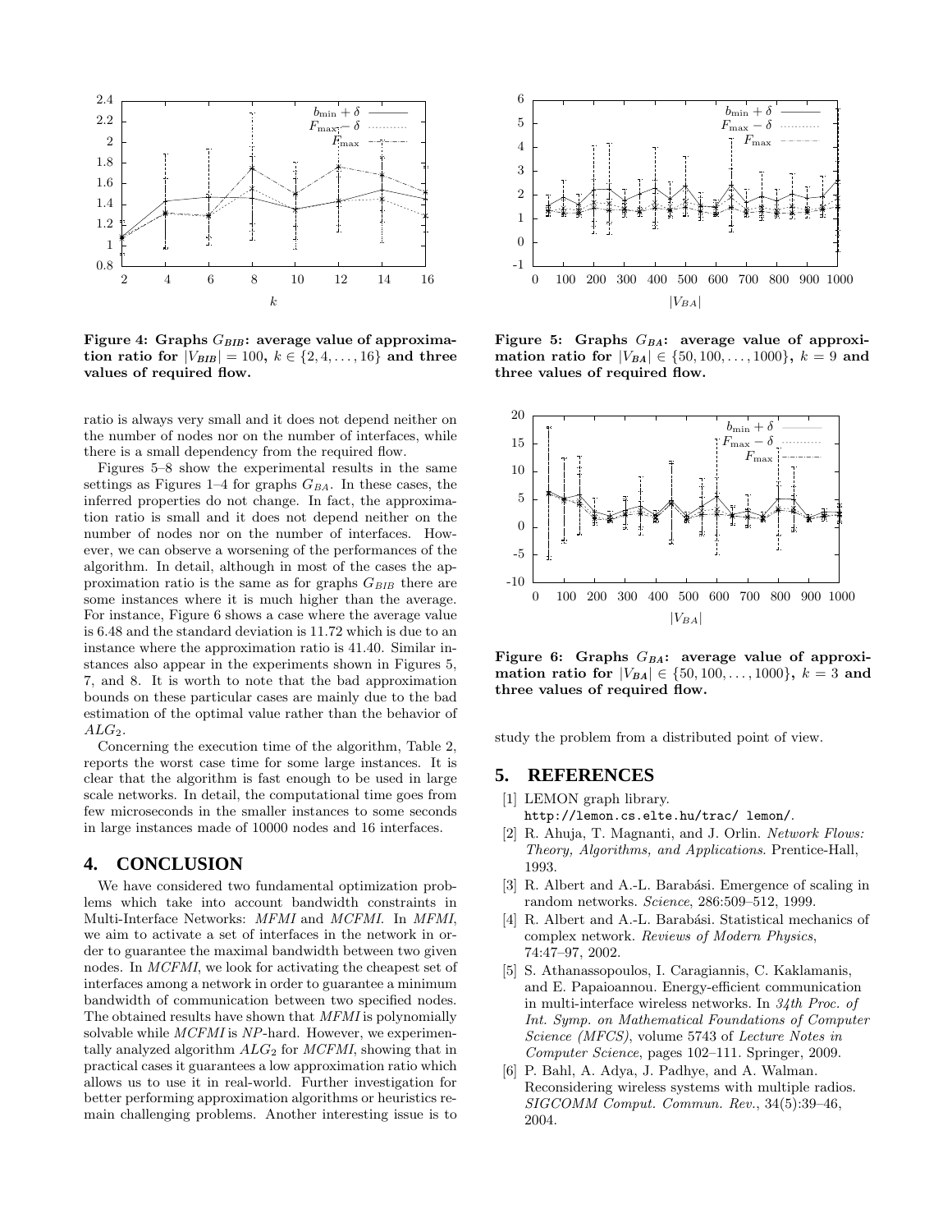Figure 4: Graphs $G_{BIB}$: average value of approximation ratio for $|V_{BIB}| = 100$, $k \in \{2, 4, \ldots, 16\}$ and three values of required flow.

Figure 5: Graphs $G_{BA}$: average value of approximation ratio for $|V_{BA}| \in \{50, 100, \ldots, 1000\}$, $k = 9$ and three values of required flow.

Figure 6: Graphs $G_{BA}$: average value of approximation ratio for $|V_{BA}| \in \{50, 100, \ldots, 1000\}$, $k = 3$ and three values of required flow.

ratio is always very small and it does not depend neither on the number of nodes nor on the number of interfaces, while there is a small dependency from the required flow.

Figures 5–8 show the experimental results in the same settings as Figures 1–4 for graphs $G_{BA}$. In these cases, the inferred properties do not change. In fact, the approximation ratio is small and it does not depend neither on the number of nodes nor on the number of interfaces. However, we can observe a worsening of the performances of the algorithm. In detail, although in most of the cases the approximation ratio is the same as for graphs $G_{BIB}$ there are some instances where it is much higher than the average. For instance, Figure 6 shows a case where the average value is 6.48 and the standard deviation is 11.72 which is due to an instance where the approximation ratio is 41.40. Similar instances also appear in the experiments shown in Figures 5, 7, and 8. It is worth to note that the bad approximation bounds on these particular cases are mainly due to the bad estimation of the optimal value rather than the behavior of $ALG_2$.

Concerning the execution time of the algorithm, Table 2, reports the worst case time for some large instances. It is clear that the algorithm is fast enough to be used in large scale networks. In detail, the computational time goes from few microseconds in the smaller instances to some seconds in large instances made of 10000 nodes and 16 interfaces.

## 4. CONCLUSION

We have considered two fundamental optimization problems which take into account bandwidth constraints in Multi-Interface Networks: *MFMI* and *MCFMI*. In *MFMI*, we aim to activate a set of interfaces in the network in order to guarantee the maximal bandwidth between two given nodes. In *MCFMI*, we look for activating the cheapest set of interfaces among a network in order to guarantee a minimum bandwidth of communication between two specified nodes. The obtained results have shown that *MFMI* is polynomially solvable while *MCFMI* is *NP*-hard. However, we experimentally analyzed algorithm $ALG_2$ for *MCFMI*, showing that in practical cases it guarantees a low approximation ratio which allows us to use it in real-world. Further investigation for better performing approximation algorithms or heuristics remain challenging problems. Another interesting issue is to study the problem from a distributed point of view.

## 5. REFERENCES

[1] LEMON graph library. `http://lemon.cs.elte.hu/trac/ lemon/`.

[2] R. Ahuja, T. Magnanti, and J. Orlin. *Network Flows: Theory, Algorithms, and Applications*. Prentice-Hall, 1993.

[3] R. Albert and A.-L. Barabási. Emergence of scaling in random networks. *Science*, 286:509–512, 1999.

[4] R. Albert and A.-L. Barabási. Statistical mechanics of complex network. *Reviews of Modern Physics*, 74:47–97, 2002.

[5] S. Athanassopoulos, I. Caragiannis, C. Kaklamanis, and E. Papaioannou. Energy-efficient communication in multi-interface wireless networks. In *34th Proc. of Int. Symp. on Mathematical Foundations of Computer Science (MFCS)*, volume 5743 of *Lecture Notes in Computer Science*, pages 102–111. Springer, 2009.

[6] P. Bahl, A. Adya, J. Padhye, and A. Walman. Reconsidering wireless systems with multiple radios. *SIGCOMM Comput. Commun. Rev.*, 34(5):39–46, 2004.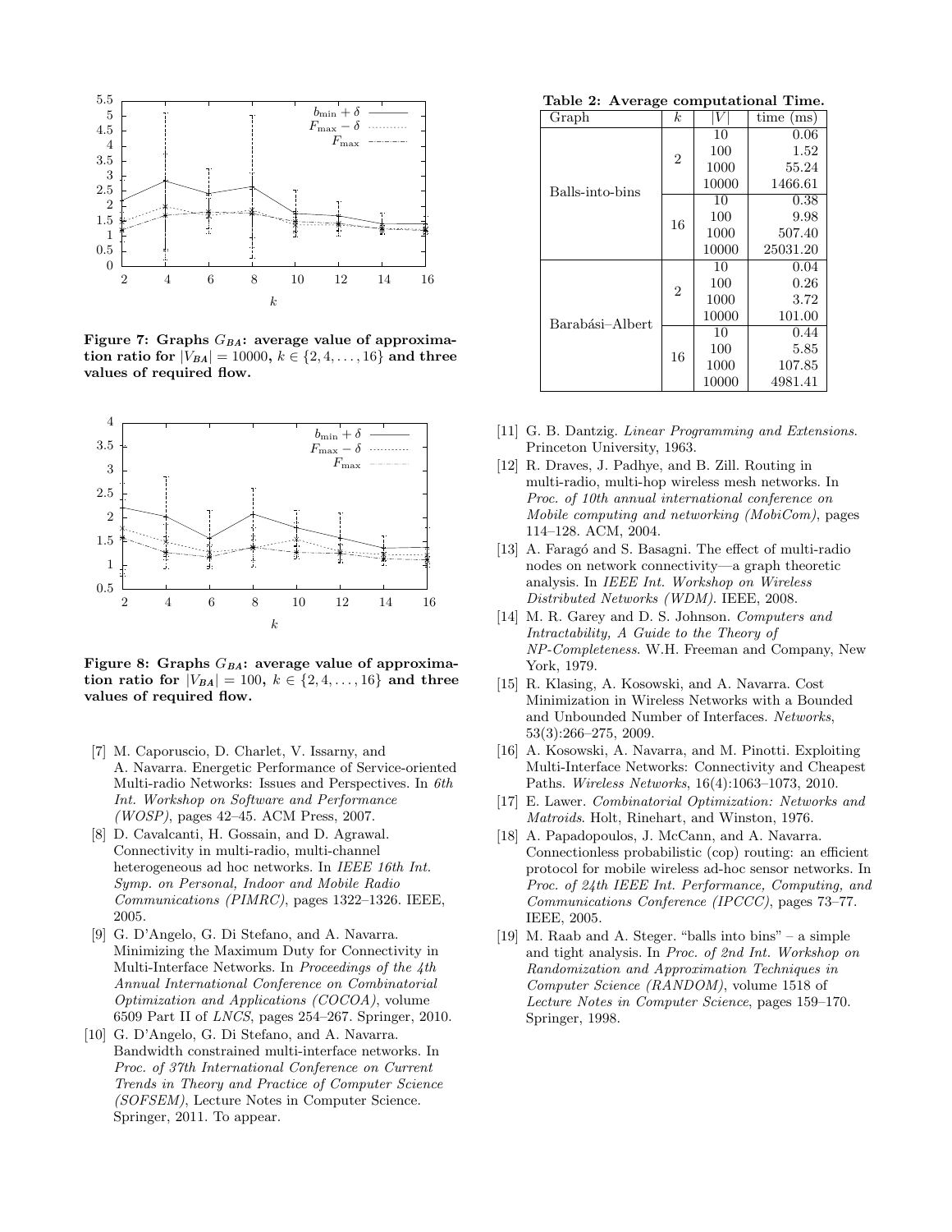5.5
5
4.5
4
3.5
3
2.5
2
1.5
1
0.5
0

2 4 6 8 10 12 14 16

$k$

$b_{\min} + \delta$
$F_{\max} - \delta$
$F_{\max}$

**Figure 7: Graphs $G_{BA}$: average value of approximation ratio for $|V_{BA}| = 10000$, $k \in \{2, 4, \ldots, 16\}$ and three values of required flow.**

4
3.5
3
2.5
2
1.5
1
0.5

2 4 6 8 10 12 14 16

$k$

$b_{\min} + \delta$
$F_{\max} - \delta$
$F_{\max}$

**Figure 8: Graphs $G_{BA}$: average value of approximation ratio for $|V_{BA}| = 100$, $k \in \{2, 4, \ldots, 16\}$ and three values of required flow.**

**Table 2: Average computational Time.**

| Graph | $k$ | $\|V\|$ | time (ms) |
|---|---|---|---|
| Balls-into-bins | 2 | 10 | 0.06 |
| | | 100 | 1.52 |
| | | 1000 | 55.24 |
| | | 10000 | 1466.61 |
| | 16 | 10 | 0.38 |
| | | 100 | 9.98 |
| | | 1000 | 507.40 |
| | | 10000 | 25031.20 |
| Barabási–Albert | 2 | 10 | 0.04 |
| | | 100 | 0.26 |
| | | 1000 | 3.72 |
| | | 10000 | 101.00 |
| | 16 | 10 | 0.44 |
| | | 100 | 5.85 |
| | | 1000 | 107.85 |
| | | 10000 | 4981.41 |

[7] M. Caporuscio, D. Charlet, V. Issarny, and A. Navarra. Energetic Performance of Service-oriented Multi-radio Networks: Issues and Perspectives. In *6th Int. Workshop on Software and Performance (WOSP)*, pages 42–45. ACM Press, 2007.

[8] D. Cavalcanti, H. Gossain, and D. Agrawal. Connectivity in multi-radio, multi-channel heterogeneous ad hoc networks. In *IEEE 16th Int. Symp. on Personal, Indoor and Mobile Radio Communications (PIMRC)*, pages 1322–1326. IEEE, 2005.

[9] G. D'Angelo, G. Di Stefano, and A. Navarra. Minimizing the Maximum Duty for Connectivity in Multi-Interface Networks. In *Proceedings of the 4th Annual International Conference on Combinatorial Optimization and Applications (COCOA)*, volume 6509 Part II of *LNCS*, pages 254–267. Springer, 2010.

[10] G. D'Angelo, G. Di Stefano, and A. Navarra. Bandwidth constrained multi-interface networks. In *Proc. of 37th International Conference on Current Trends in Theory and Practice of Computer Science (SOFSEM)*, Lecture Notes in Computer Science. Springer, 2011. To appear.

[11] G. B. Dantzig. *Linear Programming and Extensions*. Princeton University, 1963.

[12] R. Draves, J. Padhye, and B. Zill. Routing in multi-radio, multi-hop wireless mesh networks. In *Proc. of 10th annual international conference on Mobile computing and networking (MobiCom)*, pages 114–128. ACM, 2004.

[13] A. Faragó and S. Basagni. The effect of multi-radio nodes on network connectivity—a graph theoretic analysis. In *IEEE Int. Workshop on Wireless Distributed Networks (WDM)*. IEEE, 2008.

[14] M. R. Garey and D. S. Johnson. *Computers and Intractability, A Guide to the Theory of NP-Completeness*. W.H. Freeman and Company, New York, 1979.

[15] R. Klasing, A. Kosowski, and A. Navarra. Cost Minimization in Wireless Networks with a Bounded and Unbounded Number of Interfaces. *Networks*, 53(3):266–275, 2009.

[16] A. Kosowski, A. Navarra, and M. Pinotti. Exploiting Multi-Interface Networks: Connectivity and Cheapest Paths. *Wireless Networks*, 16(4):1063–1073, 2010.

[17] E. Lawer. *Combinatorial Optimization: Networks and Matroids*. Holt, Rinehart, and Winston, 1976.

[18] A. Papadopoulos, J. McCann, and A. Navarra. Connectionless probabilistic (cop) routing: an efficient protocol for mobile wireless ad-hoc sensor networks. In *Proc. of 24th IEEE Int. Performance, Computing, and Communications Conference (IPCCC)*, pages 73–77. IEEE, 2005.

[19] M. Raab and A. Steger. "balls into bins" – a simple and tight analysis. In *Proc. of 2nd Int. Workshop on Randomization and Approximation Techniques in Computer Science (RANDOM)*, volume 1518 of *Lecture Notes in Computer Science*, pages 159–170. Springer, 1998.